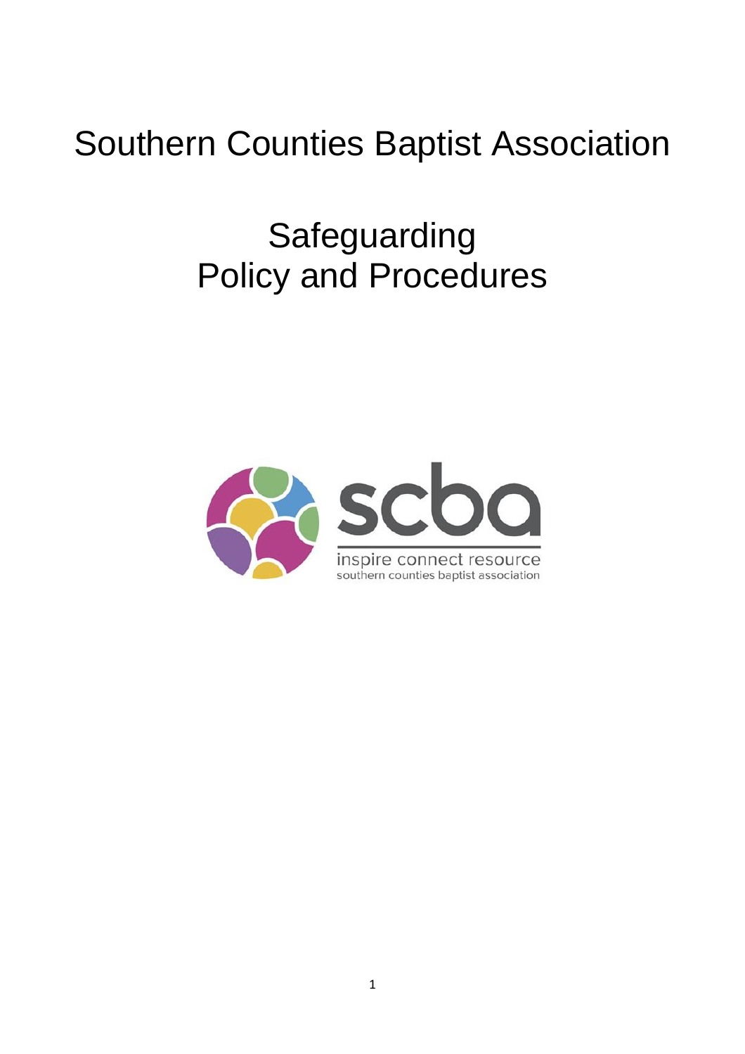# Southern Counties Baptist Association

# Safeguarding Policy and Procedures

scba

inspire connect resource
southern counties baptist association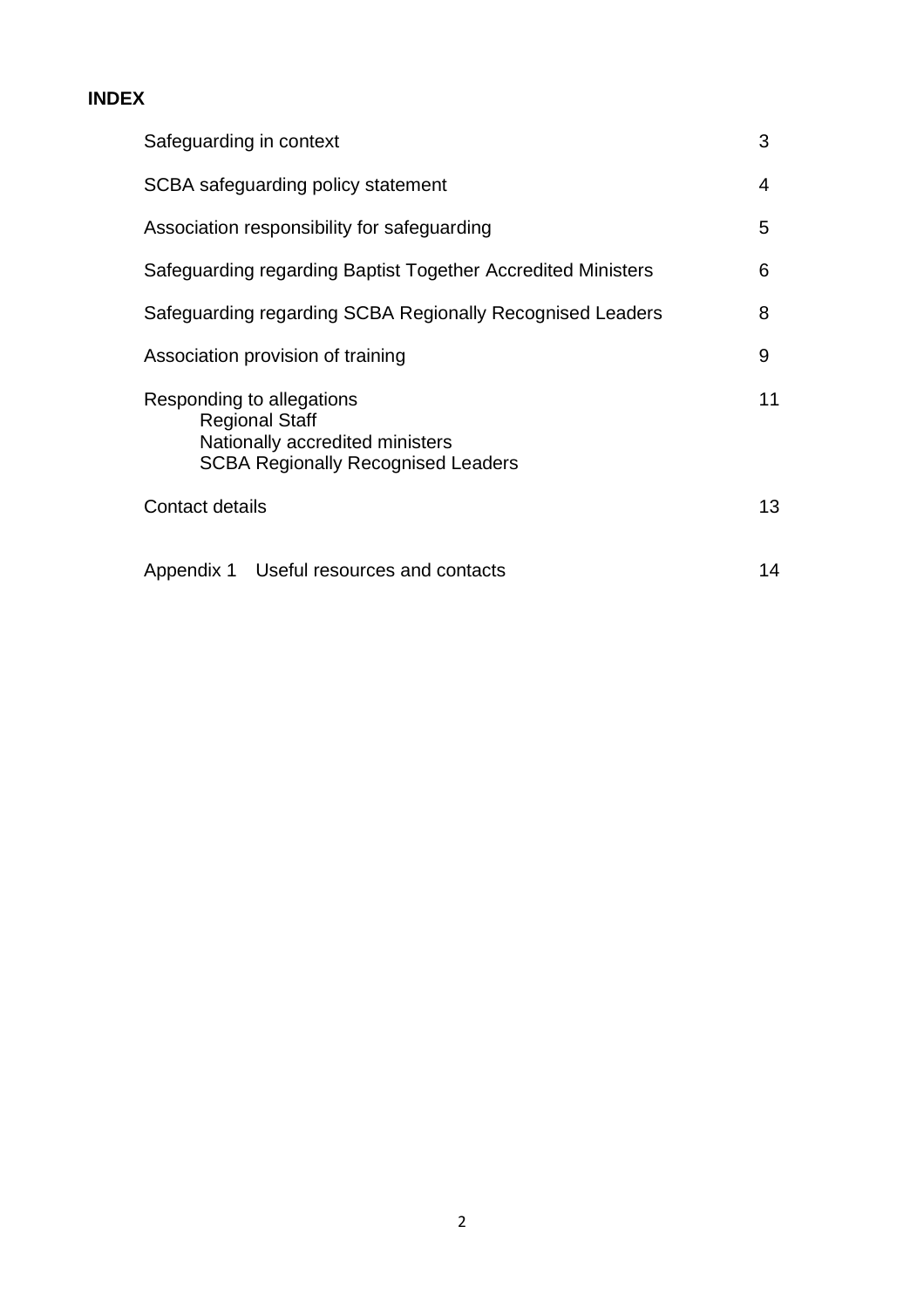**INDEX**

| | |
|---|---|
| Safeguarding in context | 3 |
| SCBA safeguarding policy statement | 4 |
| Association responsibility for safeguarding | 5 |
| Safeguarding regarding Baptist Together Accredited Ministers | 6 |
| Safeguarding regarding SCBA Regionally Recognised Leaders | 8 |
| Association provision of training | 9 |
| Responding to allegations<br>Regional Staff<br>Nationally accredited ministers<br>SCBA Regionally Recognised Leaders | 11 |
| Contact details | 13 |
| Appendix 1 Useful resources and contacts | 14 |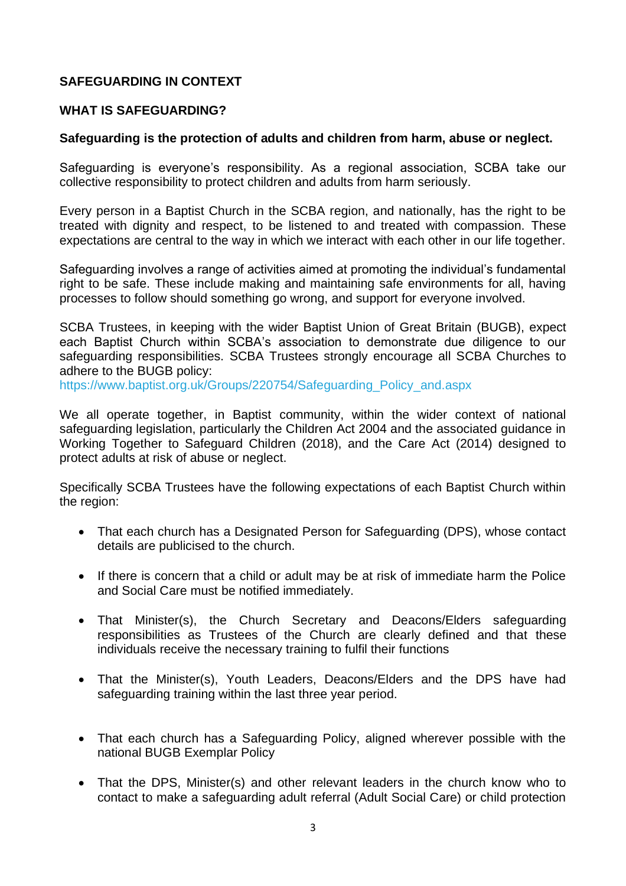## SAFEGUARDING IN CONTEXT

### WHAT IS SAFEGUARDING?

**Safeguarding is the protection of adults and children from harm, abuse or neglect.**

Safeguarding is everyone's responsibility. As a regional association, SCBA take our collective responsibility to protect children and adults from harm seriously.

Every person in a Baptist Church in the SCBA region, and nationally, has the right to be treated with dignity and respect, to be listened to and treated with compassion. These expectations are central to the way in which we interact with each other in our life together.

Safeguarding involves a range of activities aimed at promoting the individual's fundamental right to be safe. These include making and maintaining safe environments for all, having processes to follow should something go wrong, and support for everyone involved.

SCBA Trustees, in keeping with the wider Baptist Union of Great Britain (BUGB), expect each Baptist Church within SCBA's association to demonstrate due diligence to our safeguarding responsibilities. SCBA Trustees strongly encourage all SCBA Churches to adhere to the BUGB policy:
https://www.baptist.org.uk/Groups/220754/Safeguarding_Policy_and.aspx

We all operate together, in Baptist community, within the wider context of national safeguarding legislation, particularly the Children Act 2004 and the associated guidance in Working Together to Safeguard Children (2018), and the Care Act (2014) designed to protect adults at risk of abuse or neglect.

Specifically SCBA Trustees have the following expectations of each Baptist Church within the region:

- That each church has a Designated Person for Safeguarding (DPS), whose contact details are publicised to the church.
- If there is concern that a child or adult may be at risk of immediate harm the Police and Social Care must be notified immediately.
- That Minister(s), the Church Secretary and Deacons/Elders safeguarding responsibilities as Trustees of the Church are clearly defined and that these individuals receive the necessary training to fulfil their functions
- That the Minister(s), Youth Leaders, Deacons/Elders and the DPS have had safeguarding training within the last three year period.
- That each church has a Safeguarding Policy, aligned wherever possible with the national BUGB Exemplar Policy
- That the DPS, Minister(s) and other relevant leaders in the church know who to contact to make a safeguarding adult referral (Adult Social Care) or child protection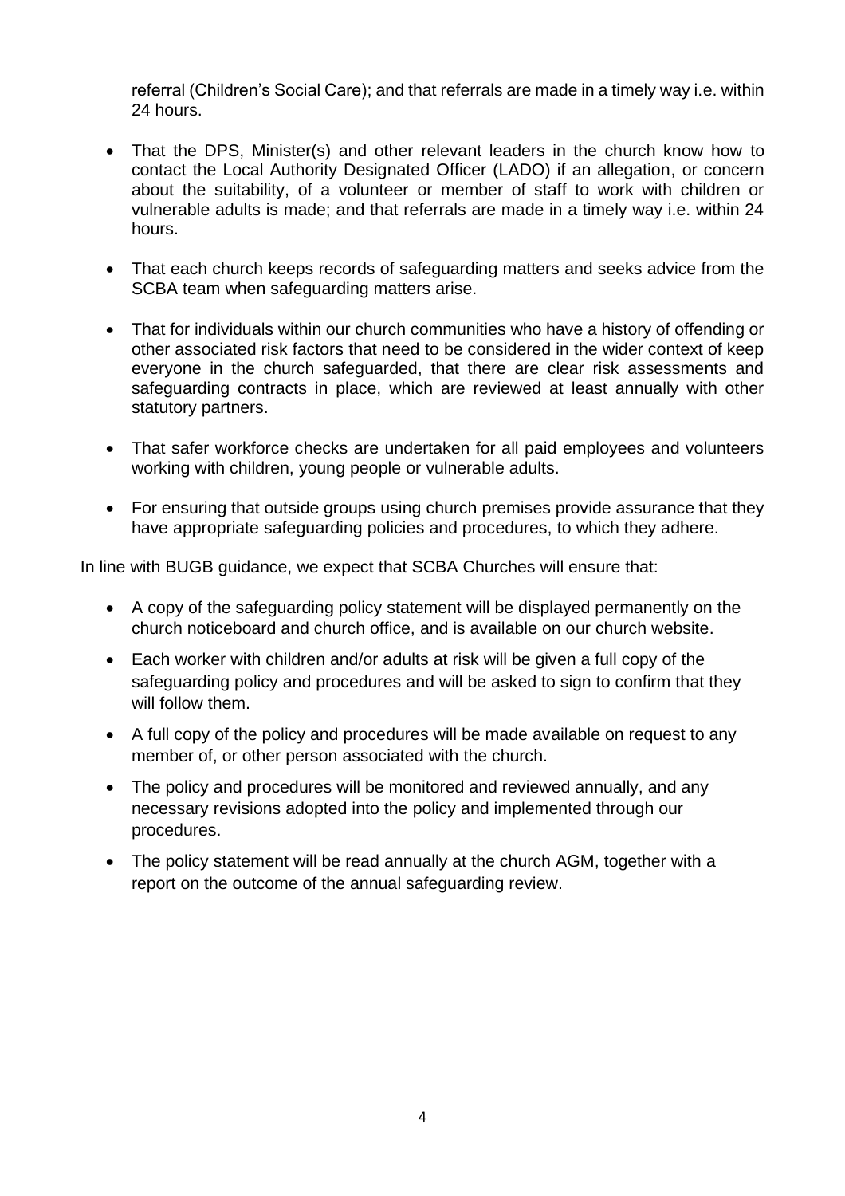referral (Children's Social Care); and that referrals are made in a timely way i.e. within 24 hours.

- That the DPS, Minister(s) and other relevant leaders in the church know how to contact the Local Authority Designated Officer (LADO) if an allegation, or concern about the suitability, of a volunteer or member of staff to work with children or vulnerable adults is made; and that referrals are made in a timely way i.e. within 24 hours.
- That each church keeps records of safeguarding matters and seeks advice from the SCBA team when safeguarding matters arise.
- That for individuals within our church communities who have a history of offending or other associated risk factors that need to be considered in the wider context of keep everyone in the church safeguarded, that there are clear risk assessments and safeguarding contracts in place, which are reviewed at least annually with other statutory partners.
- That safer workforce checks are undertaken for all paid employees and volunteers working with children, young people or vulnerable adults.
- For ensuring that outside groups using church premises provide assurance that they have appropriate safeguarding policies and procedures, to which they adhere.

In line with BUGB guidance, we expect that SCBA Churches will ensure that:

- A copy of the safeguarding policy statement will be displayed permanently on the church noticeboard and church office, and is available on our church website.
- Each worker with children and/or adults at risk will be given a full copy of the safeguarding policy and procedures and will be asked to sign to confirm that they will follow them.
- A full copy of the policy and procedures will be made available on request to any member of, or other person associated with the church.
- The policy and procedures will be monitored and reviewed annually, and any necessary revisions adopted into the policy and implemented through our procedures.
- The policy statement will be read annually at the church AGM, together with a report on the outcome of the annual safeguarding review.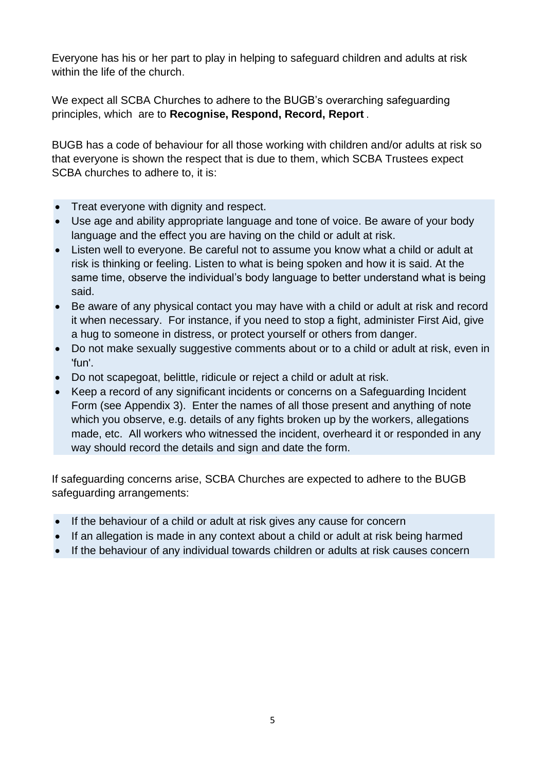Everyone has his or her part to play in helping to safeguard children and adults at risk within the life of the church.

We expect all SCBA Churches to adhere to the BUGB's overarching safeguarding principles, which are to **Recognise, Respond, Record, Report** .

BUGB has a code of behaviour for all those working with children and/or adults at risk so that everyone is shown the respect that is due to them, which SCBA Trustees expect SCBA churches to adhere to, it is:

- Treat everyone with dignity and respect.
- Use age and ability appropriate language and tone of voice. Be aware of your body language and the effect you are having on the child or adult at risk.
- Listen well to everyone. Be careful not to assume you know what a child or adult at risk is thinking or feeling. Listen to what is being spoken and how it is said. At the same time, observe the individual's body language to better understand what is being said.
- Be aware of any physical contact you may have with a child or adult at risk and record it when necessary. For instance, if you need to stop a fight, administer First Aid, give a hug to someone in distress, or protect yourself or others from danger.
- Do not make sexually suggestive comments about or to a child or adult at risk, even in 'fun'.
- Do not scapegoat, belittle, ridicule or reject a child or adult at risk.
- Keep a record of any significant incidents or concerns on a Safeguarding Incident Form (see Appendix 3). Enter the names of all those present and anything of note which you observe, e.g. details of any fights broken up by the workers, allegations made, etc. All workers who witnessed the incident, overheard it or responded in any way should record the details and sign and date the form.

If safeguarding concerns arise, SCBA Churches are expected to adhere to the BUGB safeguarding arrangements:

- If the behaviour of a child or adult at risk gives any cause for concern
- If an allegation is made in any context about a child or adult at risk being harmed
- If the behaviour of any individual towards children or adults at risk causes concern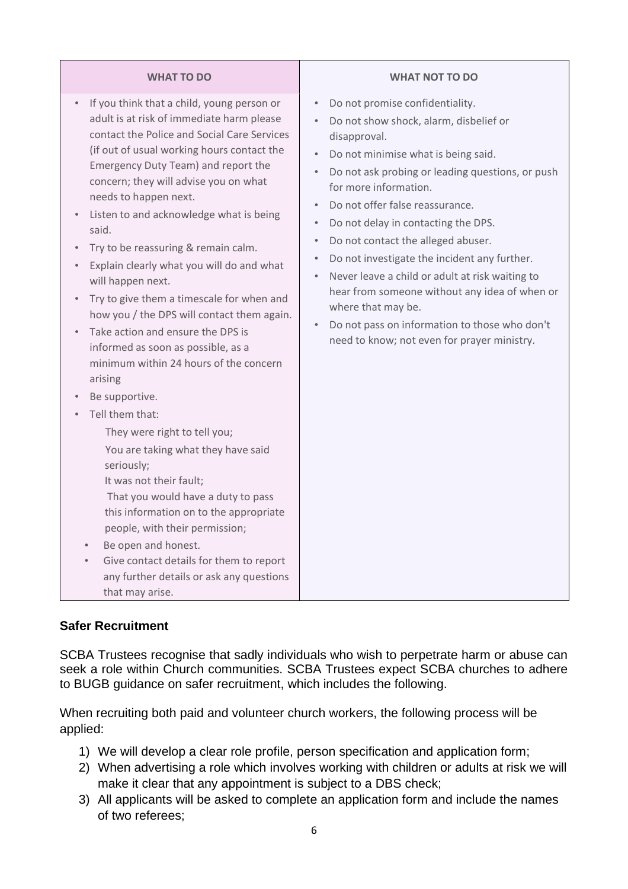| WHAT TO DO | WHAT NOT TO DO |
| --- | --- |
| • If you think that a child, young person or adult is at risk of immediate harm please contact the Police and Social Care Services (if out of usual working hours contact the Emergency Duty Team) and report the concern; they will advise you on what needs to happen next.<br>• Listen to and acknowledge what is being said.<br>• Try to be reassuring & remain calm.<br>• Explain clearly what you will do and what will happen next.<br>• Try to give them a timescale for when and how you / the DPS will contact them again.<br>• Take action and ensure the DPS is informed as soon as possible, as a minimum within 24 hours of the concern arising<br>• Be supportive.<br>• Tell them that:<br>They were right to tell you;<br>You are taking what they have said seriously;<br>It was not their fault;<br>That you would have a duty to pass this information on to the appropriate people, with their permission;<br>• Be open and honest.<br>• Give contact details for them to report any further details or ask any questions that may arise. | • Do not promise confidentiality.<br>• Do not show shock, alarm, disbelief or disapproval.<br>• Do not minimise what is being said.<br>• Do not ask probing or leading questions, or push for more information.<br>• Do not offer false reassurance.<br>• Do not delay in contacting the DPS.<br>• Do not contact the alleged abuser.<br>• Do not investigate the incident any further.<br>• Never leave a child or adult at risk waiting to hear from someone without any idea of when or where that may be.<br>• Do not pass on information to those who don't need to know; not even for prayer ministry. |

**Safer Recruitment**

SCBA Trustees recognise that sadly individuals who wish to perpetrate harm or abuse can seek a role within Church communities. SCBA Trustees expect SCBA churches to adhere to BUGB guidance on safer recruitment, which includes the following.

When recruiting both paid and volunteer church workers, the following process will be applied:

1) We will develop a clear role profile, person specification and application form;
2) When advertising a role which involves working with children or adults at risk we will make it clear that any appointment is subject to a DBS check;
3) All applicants will be asked to complete an application form and include the names of two referees;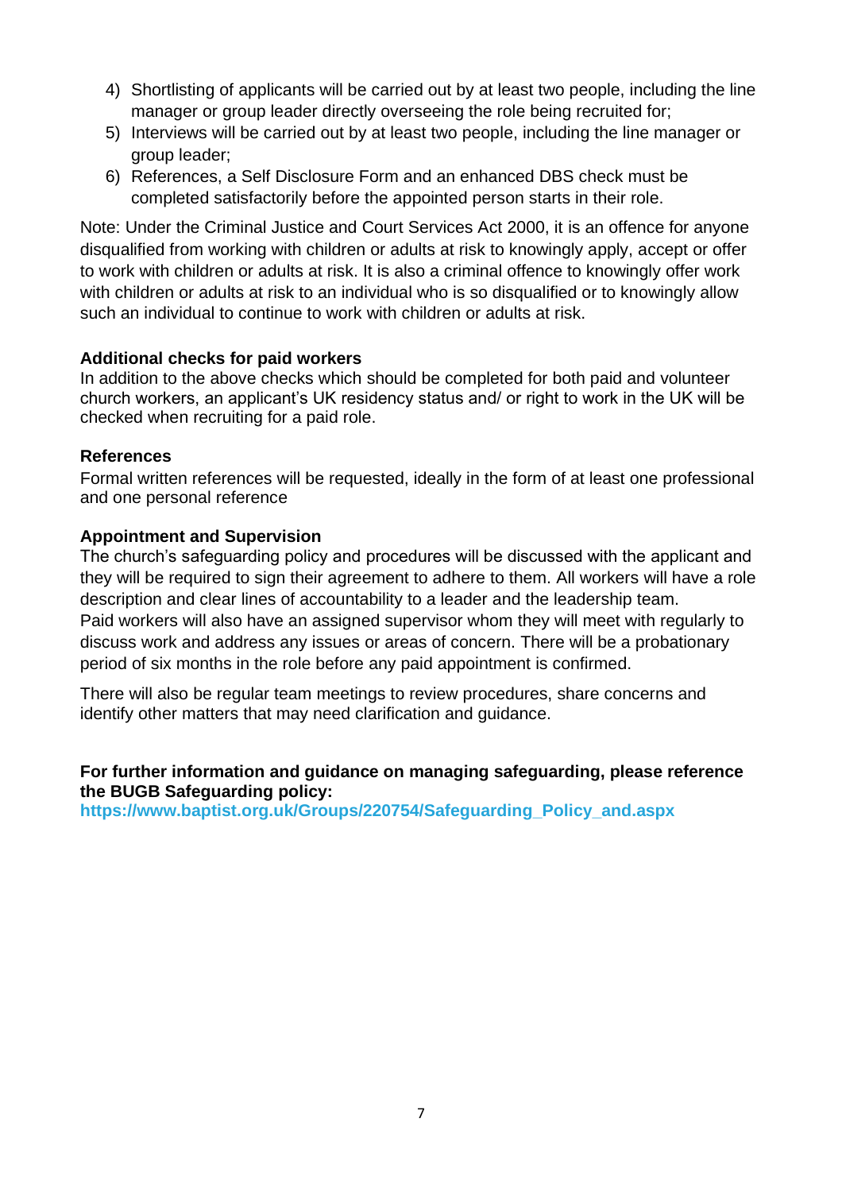4) Shortlisting of applicants will be carried out by at least two people, including the line manager or group leader directly overseeing the role being recruited for;
5) Interviews will be carried out by at least two people, including the line manager or group leader;
6) References, a Self Disclosure Form and an enhanced DBS check must be completed satisfactorily before the appointed person starts in their role.

Note: Under the Criminal Justice and Court Services Act 2000, it is an offence for anyone disqualified from working with children or adults at risk to knowingly apply, accept or offer to work with children or adults at risk. It is also a criminal offence to knowingly offer work with children or adults at risk to an individual who is so disqualified or to knowingly allow such an individual to continue to work with children or adults at risk.

**Additional checks for paid workers**
In addition to the above checks which should be completed for both paid and volunteer church workers, an applicant's UK residency status and/ or right to work in the UK will be checked when recruiting for a paid role.

**References**
Formal written references will be requested, ideally in the form of at least one professional and one personal reference

**Appointment and Supervision**
The church's safeguarding policy and procedures will be discussed with the applicant and they will be required to sign their agreement to adhere to them. All workers will have a role description and clear lines of accountability to a leader and the leadership team.
Paid workers will also have an assigned supervisor whom they will meet with regularly to discuss work and address any issues or areas of concern. There will be a probationary period of six months in the role before any paid appointment is confirmed.

There will also be regular team meetings to review procedures, share concerns and identify other matters that may need clarification and guidance.

**For further information and guidance on managing safeguarding, please reference the BUGB Safeguarding policy:**
**https://www.baptist.org.uk/Groups/220754/Safeguarding_Policy_and.aspx**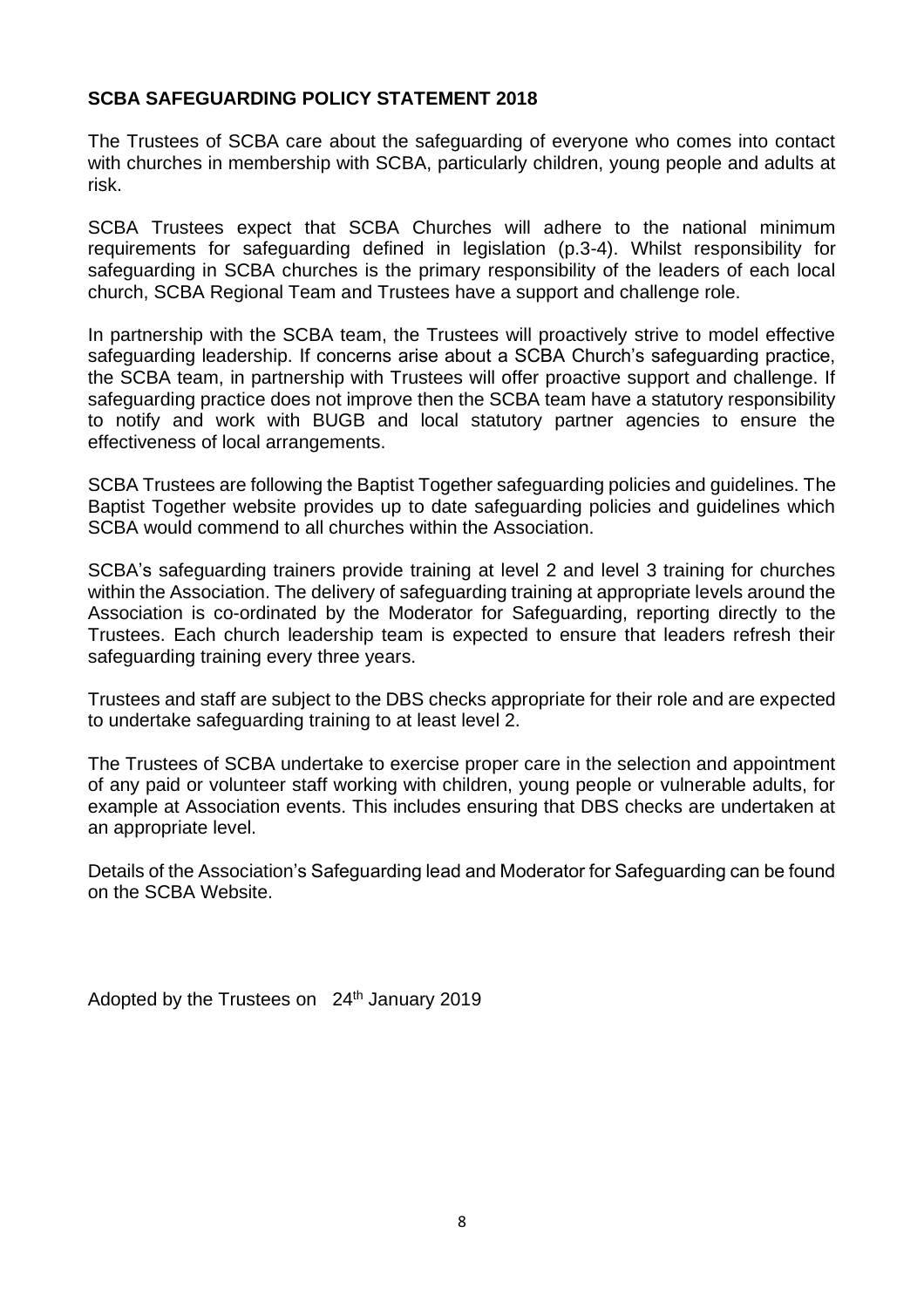## SCBA SAFEGUARDING POLICY STATEMENT 2018

The Trustees of SCBA care about the safeguarding of everyone who comes into contact with churches in membership with SCBA, particularly children, young people and adults at risk.

SCBA Trustees expect that SCBA Churches will adhere to the national minimum requirements for safeguarding defined in legislation (p.3-4). Whilst responsibility for safeguarding in SCBA churches is the primary responsibility of the leaders of each local church, SCBA Regional Team and Trustees have a support and challenge role.

In partnership with the SCBA team, the Trustees will proactively strive to model effective safeguarding leadership. If concerns arise about a SCBA Church's safeguarding practice, the SCBA team, in partnership with Trustees will offer proactive support and challenge. If safeguarding practice does not improve then the SCBA team have a statutory responsibility to notify and work with BUGB and local statutory partner agencies to ensure the effectiveness of local arrangements.

SCBA Trustees are following the Baptist Together safeguarding policies and guidelines. The Baptist Together website provides up to date safeguarding policies and guidelines which SCBA would commend to all churches within the Association.

SCBA's safeguarding trainers provide training at level 2 and level 3 training for churches within the Association. The delivery of safeguarding training at appropriate levels around the Association is co-ordinated by the Moderator for Safeguarding, reporting directly to the Trustees. Each church leadership team is expected to ensure that leaders refresh their safeguarding training every three years.

Trustees and staff are subject to the DBS checks appropriate for their role and are expected to undertake safeguarding training to at least level 2.

The Trustees of SCBA undertake to exercise proper care in the selection and appointment of any paid or volunteer staff working with children, young people or vulnerable adults, for example at Association events. This includes ensuring that DBS checks are undertaken at an appropriate level.

Details of the Association's Safeguarding lead and Moderator for Safeguarding can be found on the SCBA Website.

Adopted by the Trustees on 24th January 2019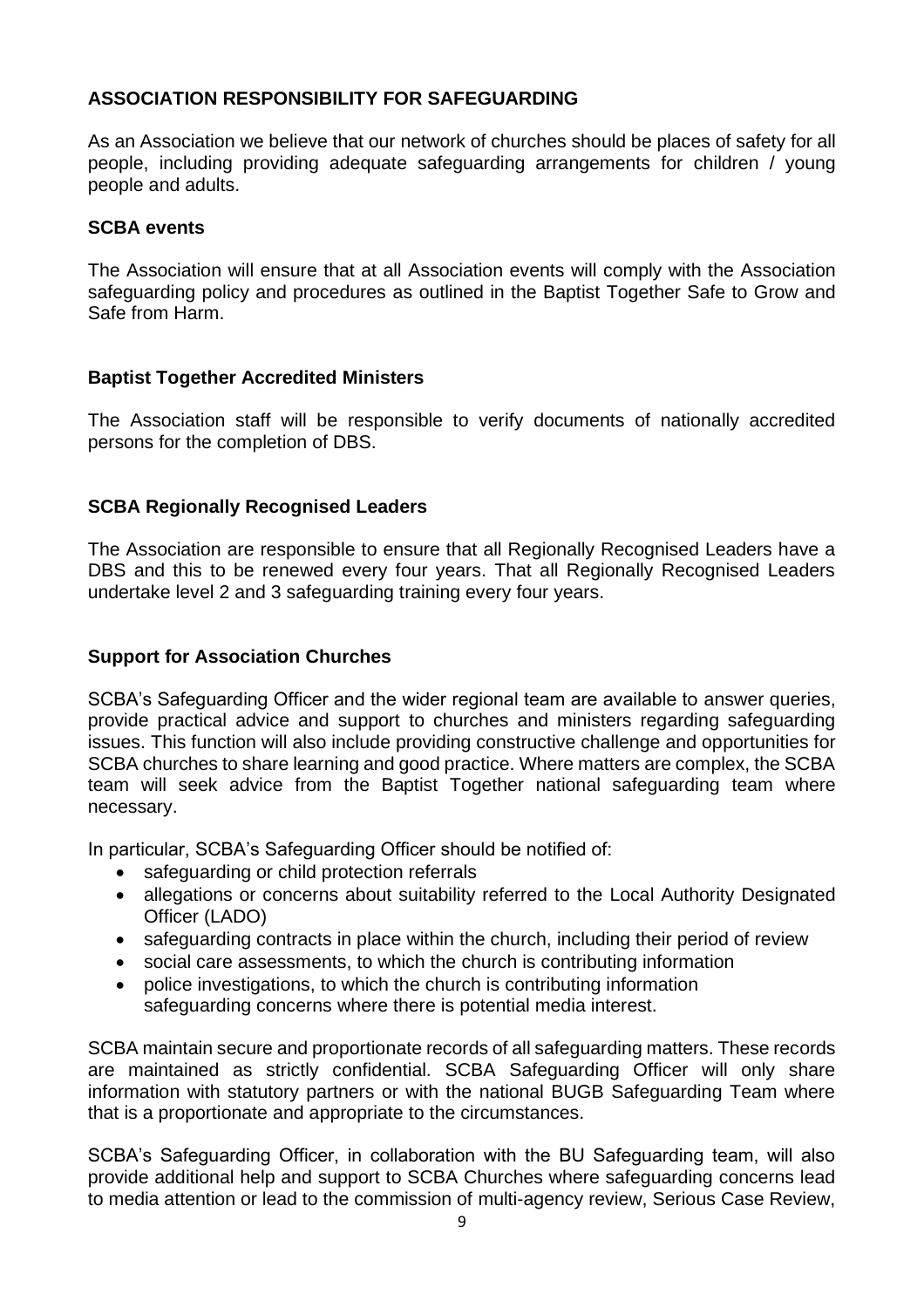## ASSOCIATION RESPONSIBILITY FOR SAFEGUARDING

As an Association we believe that our network of churches should be places of safety for all people, including providing adequate safeguarding arrangements for children / young people and adults.

### SCBA events

The Association will ensure that at all Association events will comply with the Association safeguarding policy and procedures as outlined in the Baptist Together Safe to Grow and Safe from Harm.

### Baptist Together Accredited Ministers

The Association staff will be responsible to verify documents of nationally accredited persons for the completion of DBS.

### SCBA Regionally Recognised Leaders

The Association are responsible to ensure that all Regionally Recognised Leaders have a DBS and this to be renewed every four years. That all Regionally Recognised Leaders undertake level 2 and 3 safeguarding training every four years.

### Support for Association Churches

SCBA's Safeguarding Officer and the wider regional team are available to answer queries, provide practical advice and support to churches and ministers regarding safeguarding issues. This function will also include providing constructive challenge and opportunities for SCBA churches to share learning and good practice. Where matters are complex, the SCBA team will seek advice from the Baptist Together national safeguarding team where necessary.

In particular, SCBA's Safeguarding Officer should be notified of:

- safeguarding or child protection referrals
- allegations or concerns about suitability referred to the Local Authority Designated Officer (LADO)
- safeguarding contracts in place within the church, including their period of review
- social care assessments, to which the church is contributing information
- police investigations, to which the church is contributing information
  safeguarding concerns where there is potential media interest.

SCBA maintain secure and proportionate records of all safeguarding matters. These records are maintained as strictly confidential. SCBA Safeguarding Officer will only share information with statutory partners or with the national BUGB Safeguarding Team where that is a proportionate and appropriate to the circumstances.

SCBA's Safeguarding Officer, in collaboration with the BU Safeguarding team, will also provide additional help and support to SCBA Churches where safeguarding concerns lead to media attention or lead to the commission of multi-agency review, Serious Case Review,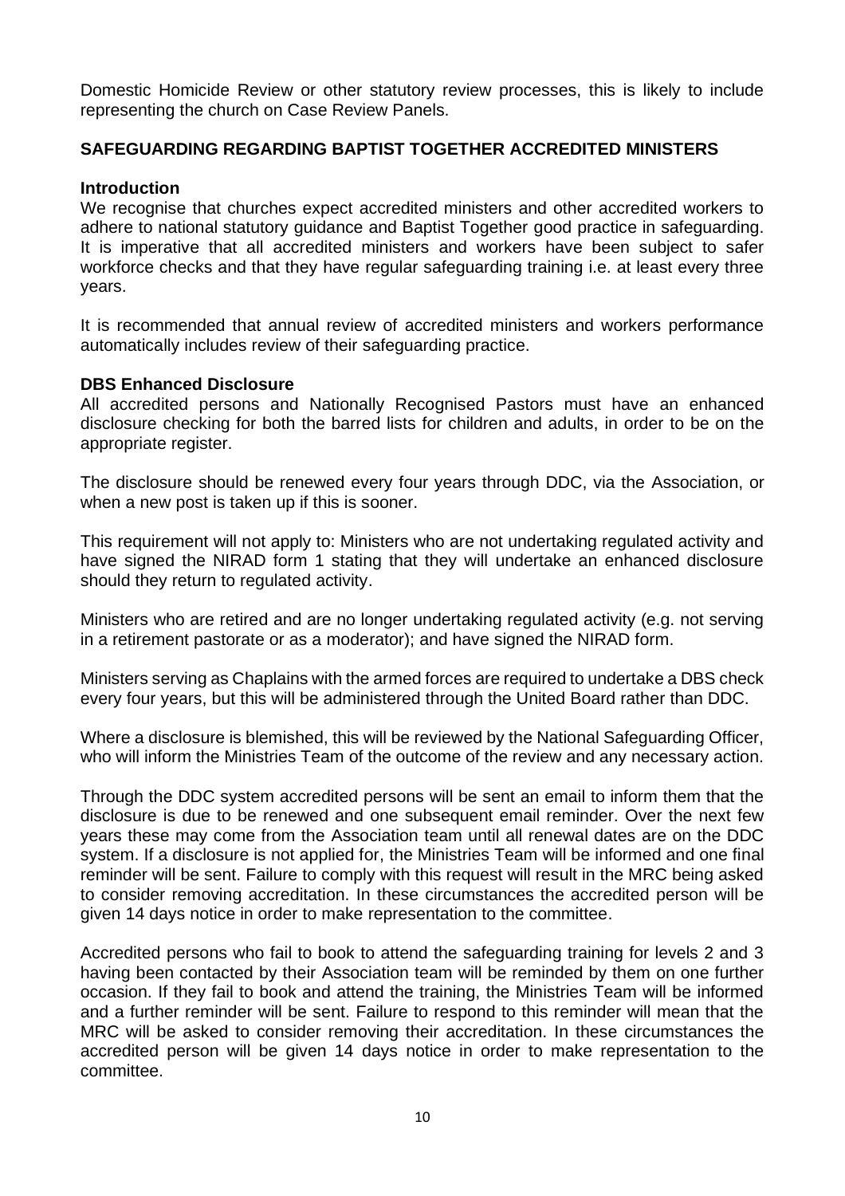Domestic Homicide Review or other statutory review processes, this is likely to include representing the church on Case Review Panels.

## SAFEGUARDING REGARDING BAPTIST TOGETHER ACCREDITED MINISTERS

### Introduction

We recognise that churches expect accredited ministers and other accredited workers to adhere to national statutory guidance and Baptist Together good practice in safeguarding. It is imperative that all accredited ministers and workers have been subject to safer workforce checks and that they have regular safeguarding training i.e. at least every three years.

It is recommended that annual review of accredited ministers and workers performance automatically includes review of their safeguarding practice.

### DBS Enhanced Disclosure

All accredited persons and Nationally Recognised Pastors must have an enhanced disclosure checking for both the barred lists for children and adults, in order to be on the appropriate register.

The disclosure should be renewed every four years through DDC, via the Association, or when a new post is taken up if this is sooner.

This requirement will not apply to: Ministers who are not undertaking regulated activity and have signed the NIRAD form 1 stating that they will undertake an enhanced disclosure should they return to regulated activity.

Ministers who are retired and are no longer undertaking regulated activity (e.g. not serving in a retirement pastorate or as a moderator); and have signed the NIRAD form.

Ministers serving as Chaplains with the armed forces are required to undertake a DBS check every four years, but this will be administered through the United Board rather than DDC.

Where a disclosure is blemished, this will be reviewed by the National Safeguarding Officer, who will inform the Ministries Team of the outcome of the review and any necessary action.

Through the DDC system accredited persons will be sent an email to inform them that the disclosure is due to be renewed and one subsequent email reminder. Over the next few years these may come from the Association team until all renewal dates are on the DDC system. If a disclosure is not applied for, the Ministries Team will be informed and one final reminder will be sent. Failure to comply with this request will result in the MRC being asked to consider removing accreditation. In these circumstances the accredited person will be given 14 days notice in order to make representation to the committee.

Accredited persons who fail to book to attend the safeguarding training for levels 2 and 3 having been contacted by their Association team will be reminded by them on one further occasion. If they fail to book and attend the training, the Ministries Team will be informed and a further reminder will be sent. Failure to respond to this reminder will mean that the MRC will be asked to consider removing their accreditation. In these circumstances the accredited person will be given 14 days notice in order to make representation to the committee.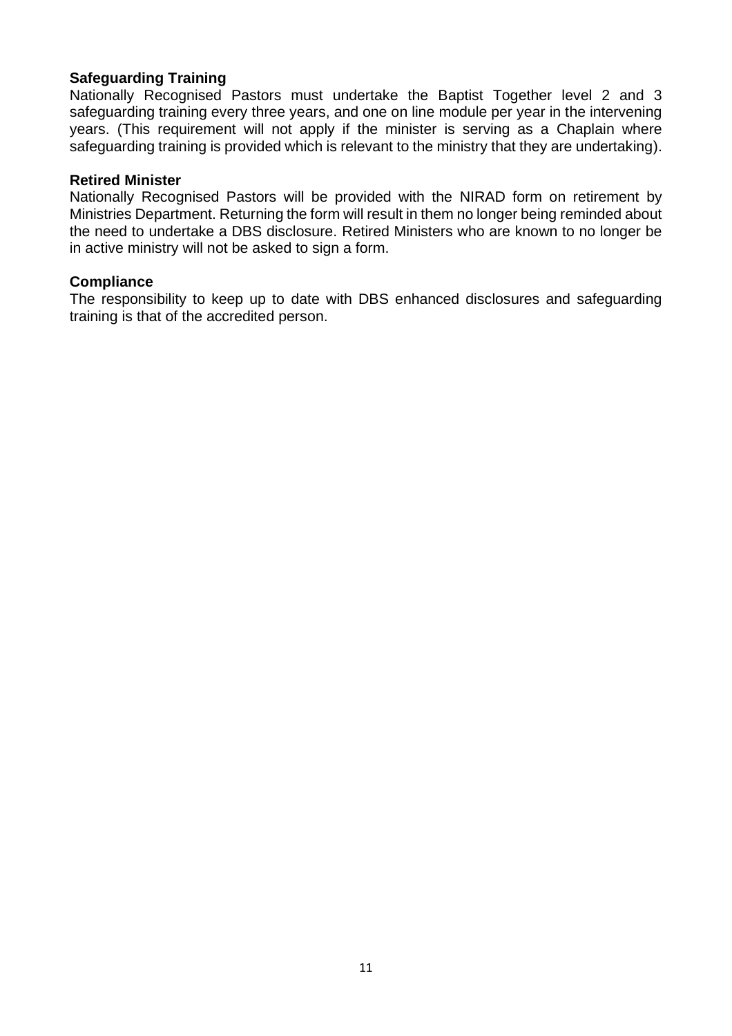**Safeguarding Training**
Nationally Recognised Pastors must undertake the Baptist Together level 2 and 3 safeguarding training every three years, and one on line module per year in the intervening years. (This requirement will not apply if the minister is serving as a Chaplain where safeguarding training is provided which is relevant to the ministry that they are undertaking).

**Retired Minister**
Nationally Recognised Pastors will be provided with the NIRAD form on retirement by Ministries Department. Returning the form will result in them no longer being reminded about the need to undertake a DBS disclosure. Retired Ministers who are known to no longer be in active ministry will not be asked to sign a form.

**Compliance**
The responsibility to keep up to date with DBS enhanced disclosures and safeguarding training is that of the accredited person.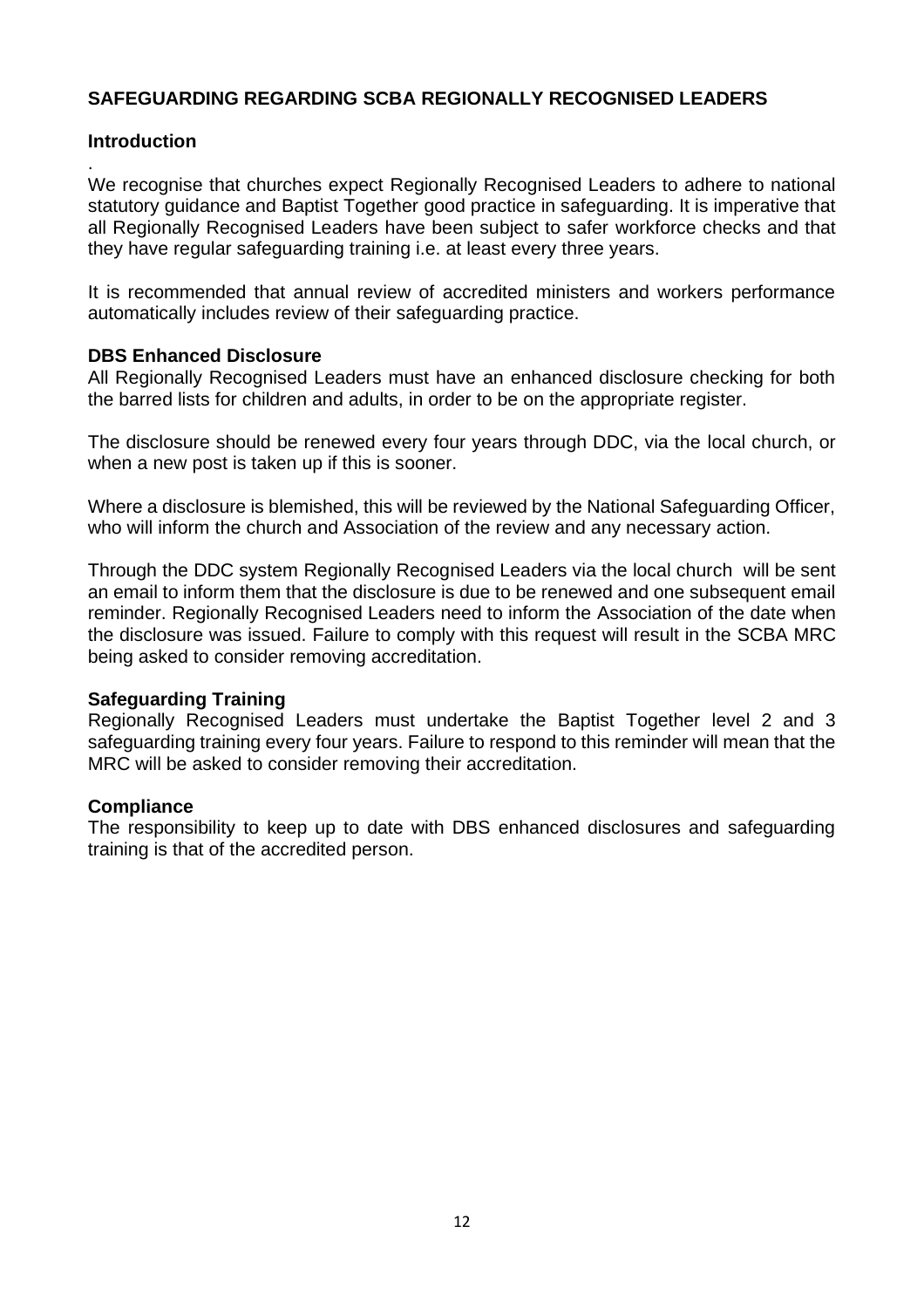## SAFEGUARDING REGARDING SCBA REGIONALLY RECOGNISED LEADERS

### Introduction

.
We recognise that churches expect Regionally Recognised Leaders to adhere to national statutory guidance and Baptist Together good practice in safeguarding. It is imperative that all Regionally Recognised Leaders have been subject to safer workforce checks and that they have regular safeguarding training i.e. at least every three years.

It is recommended that annual review of accredited ministers and workers performance automatically includes review of their safeguarding practice.

### DBS Enhanced Disclosure

All Regionally Recognised Leaders must have an enhanced disclosure checking for both the barred lists for children and adults, in order to be on the appropriate register.

The disclosure should be renewed every four years through DDC, via the local church, or when a new post is taken up if this is sooner.

Where a disclosure is blemished, this will be reviewed by the National Safeguarding Officer, who will inform the church and Association of the review and any necessary action.

Through the DDC system Regionally Recognised Leaders via the local church will be sent an email to inform them that the disclosure is due to be renewed and one subsequent email reminder. Regionally Recognised Leaders need to inform the Association of the date when the disclosure was issued. Failure to comply with this request will result in the SCBA MRC being asked to consider removing accreditation.

### Safeguarding Training

Regionally Recognised Leaders must undertake the Baptist Together level 2 and 3 safeguarding training every four years. Failure to respond to this reminder will mean that the MRC will be asked to consider removing their accreditation.

### Compliance

The responsibility to keep up to date with DBS enhanced disclosures and safeguarding training is that of the accredited person.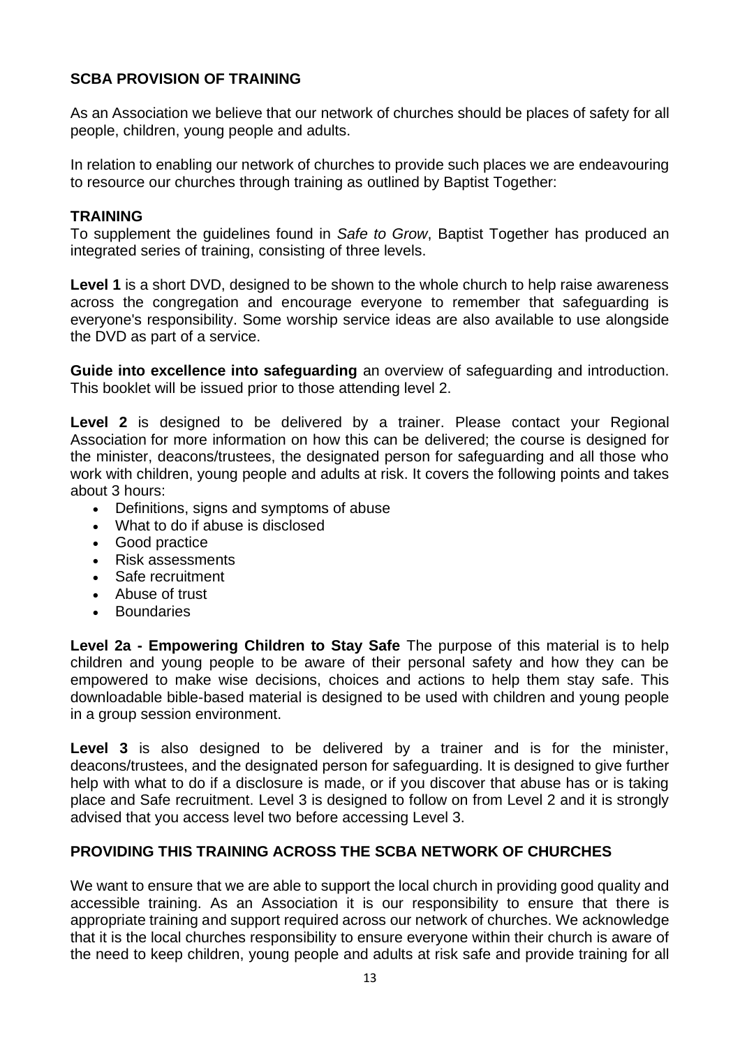## SCBA PROVISION OF TRAINING

As an Association we believe that our network of churches should be places of safety for all people, children, young people and adults.

In relation to enabling our network of churches to provide such places we are endeavouring to resource our churches through training as outlined by Baptist Together:

### TRAINING

To supplement the guidelines found in *Safe to Grow*, Baptist Together has produced an integrated series of training, consisting of three levels.

**Level 1** is a short DVD, designed to be shown to the whole church to help raise awareness across the congregation and encourage everyone to remember that safeguarding is everyone's responsibility. Some worship service ideas are also available to use alongside the DVD as part of a service.

**Guide into excellence into safeguarding** an overview of safeguarding and introduction. This booklet will be issued prior to those attending level 2.

**Level 2** is designed to be delivered by a trainer. Please contact your Regional Association for more information on how this can be delivered; the course is designed for the minister, deacons/trustees, the designated person for safeguarding and all those who work with children, young people and adults at risk. It covers the following points and takes about 3 hours:

- Definitions, signs and symptoms of abuse
- What to do if abuse is disclosed
- Good practice
- Risk assessments
- Safe recruitment
- Abuse of trust
- Boundaries

**Level 2a - Empowering Children to Stay Safe** The purpose of this material is to help children and young people to be aware of their personal safety and how they can be empowered to make wise decisions, choices and actions to help them stay safe. This downloadable bible-based material is designed to be used with children and young people in a group session environment.

**Level 3** is also designed to be delivered by a trainer and is for the minister, deacons/trustees, and the designated person for safeguarding. It is designed to give further help with what to do if a disclosure is made, or if you discover that abuse has or is taking place and Safe recruitment. Level 3 is designed to follow on from Level 2 and it is strongly advised that you access level two before accessing Level 3.

## PROVIDING THIS TRAINING ACROSS THE SCBA NETWORK OF CHURCHES

We want to ensure that we are able to support the local church in providing good quality and accessible training. As an Association it is our responsibility to ensure that there is appropriate training and support required across our network of churches. We acknowledge that it is the local churches responsibility to ensure everyone within their church is aware of the need to keep children, young people and adults at risk safe and provide training for all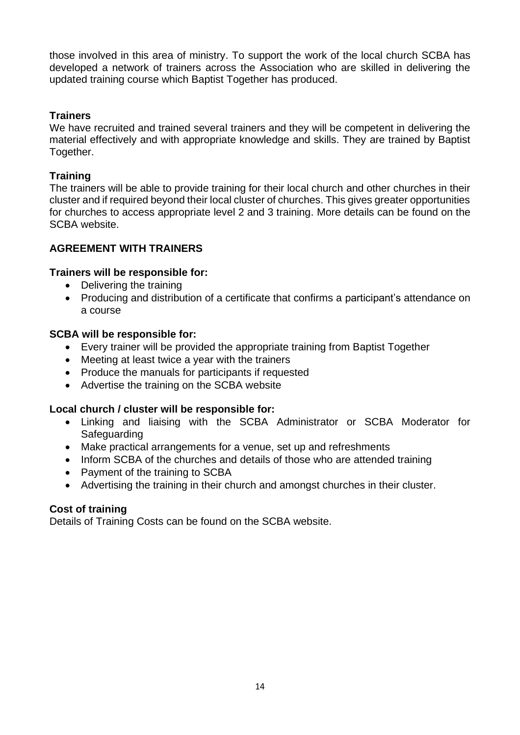those involved in this area of ministry. To support the work of the local church SCBA has developed a network of trainers across the Association who are skilled in delivering the updated training course which Baptist Together has produced.

**Trainers**

We have recruited and trained several trainers and they will be competent in delivering the material effectively and with appropriate knowledge and skills. They are trained by Baptist Together.

**Training**

The trainers will be able to provide training for their local church and other churches in their cluster and if required beyond their local cluster of churches. This gives greater opportunities for churches to access appropriate level 2 and 3 training. More details can be found on the SCBA website.

**AGREEMENT WITH TRAINERS**

**Trainers will be responsible for:**

- Delivering the training
- Producing and distribution of a certificate that confirms a participant's attendance on a course

**SCBA will be responsible for:**

- Every trainer will be provided the appropriate training from Baptist Together
- Meeting at least twice a year with the trainers
- Produce the manuals for participants if requested
- Advertise the training on the SCBA website

**Local church / cluster will be responsible for:**

- Linking and liaising with the SCBA Administrator or SCBA Moderator for Safeguarding
- Make practical arrangements for a venue, set up and refreshments
- Inform SCBA of the churches and details of those who are attended training
- Payment of the training to SCBA
- Advertising the training in their church and amongst churches in their cluster.

**Cost of training**

Details of Training Costs can be found on the SCBA website.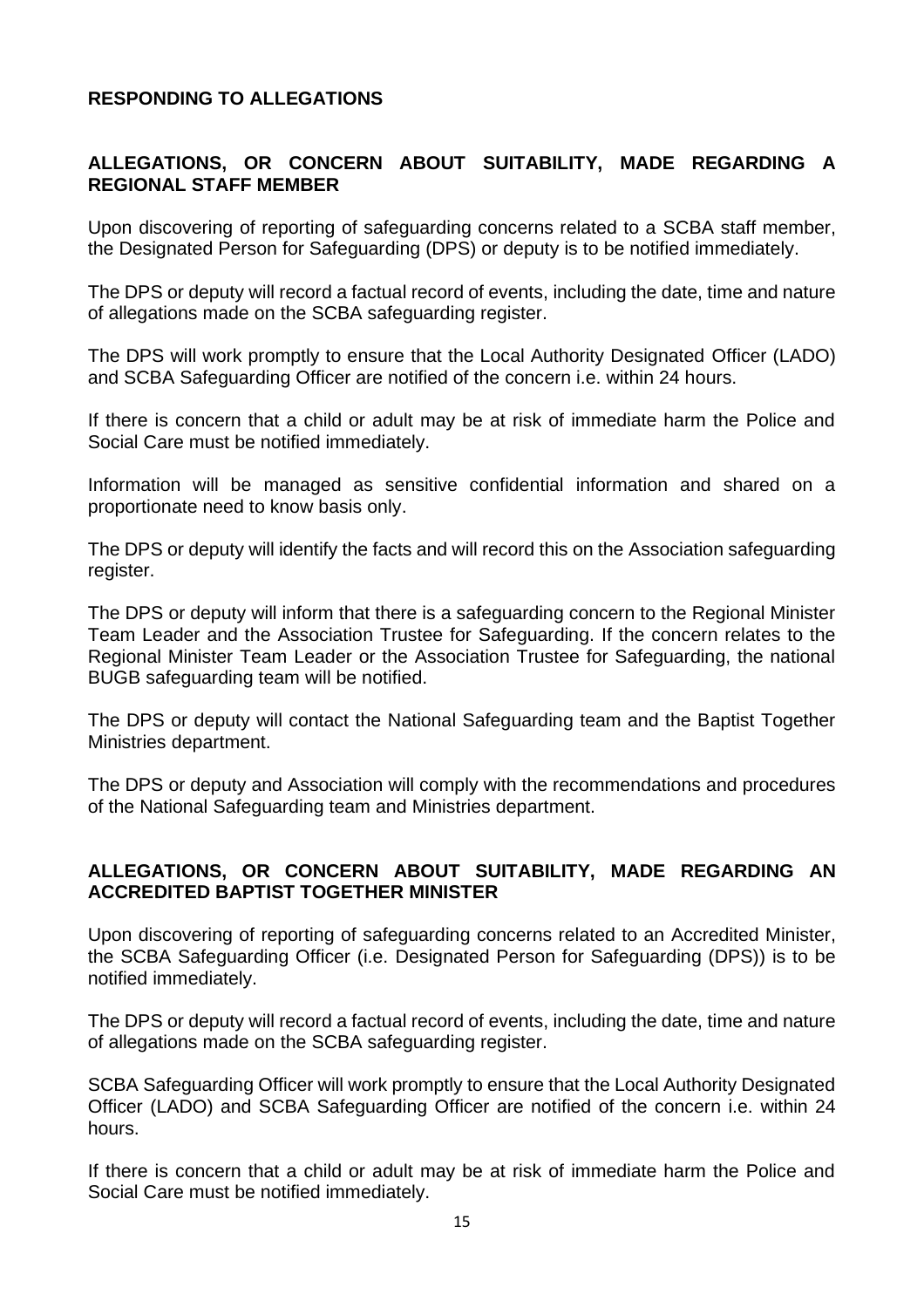## RESPONDING TO ALLEGATIONS

### ALLEGATIONS, OR CONCERN ABOUT SUITABILITY, MADE REGARDING A REGIONAL STAFF MEMBER

Upon discovering of reporting of safeguarding concerns related to a SCBA staff member, the Designated Person for Safeguarding (DPS) or deputy is to be notified immediately.

The DPS or deputy will record a factual record of events, including the date, time and nature of allegations made on the SCBA safeguarding register.

The DPS will work promptly to ensure that the Local Authority Designated Officer (LADO) and SCBA Safeguarding Officer are notified of the concern i.e. within 24 hours.

If there is concern that a child or adult may be at risk of immediate harm the Police and Social Care must be notified immediately.

Information will be managed as sensitive confidential information and shared on a proportionate need to know basis only.

The DPS or deputy will identify the facts and will record this on the Association safeguarding register.

The DPS or deputy will inform that there is a safeguarding concern to the Regional Minister Team Leader and the Association Trustee for Safeguarding. If the concern relates to the Regional Minister Team Leader or the Association Trustee for Safeguarding, the national BUGB safeguarding team will be notified.

The DPS or deputy will contact the National Safeguarding team and the Baptist Together Ministries department.

The DPS or deputy and Association will comply with the recommendations and procedures of the National Safeguarding team and Ministries department.

### ALLEGATIONS, OR CONCERN ABOUT SUITABILITY, MADE REGARDING AN ACCREDITED BAPTIST TOGETHER MINISTER

Upon discovering of reporting of safeguarding concerns related to an Accredited Minister, the SCBA Safeguarding Officer (i.e. Designated Person for Safeguarding (DPS)) is to be notified immediately.

The DPS or deputy will record a factual record of events, including the date, time and nature of allegations made on the SCBA safeguarding register.

SCBA Safeguarding Officer will work promptly to ensure that the Local Authority Designated Officer (LADO) and SCBA Safeguarding Officer are notified of the concern i.e. within 24 hours.

If there is concern that a child or adult may be at risk of immediate harm the Police and Social Care must be notified immediately.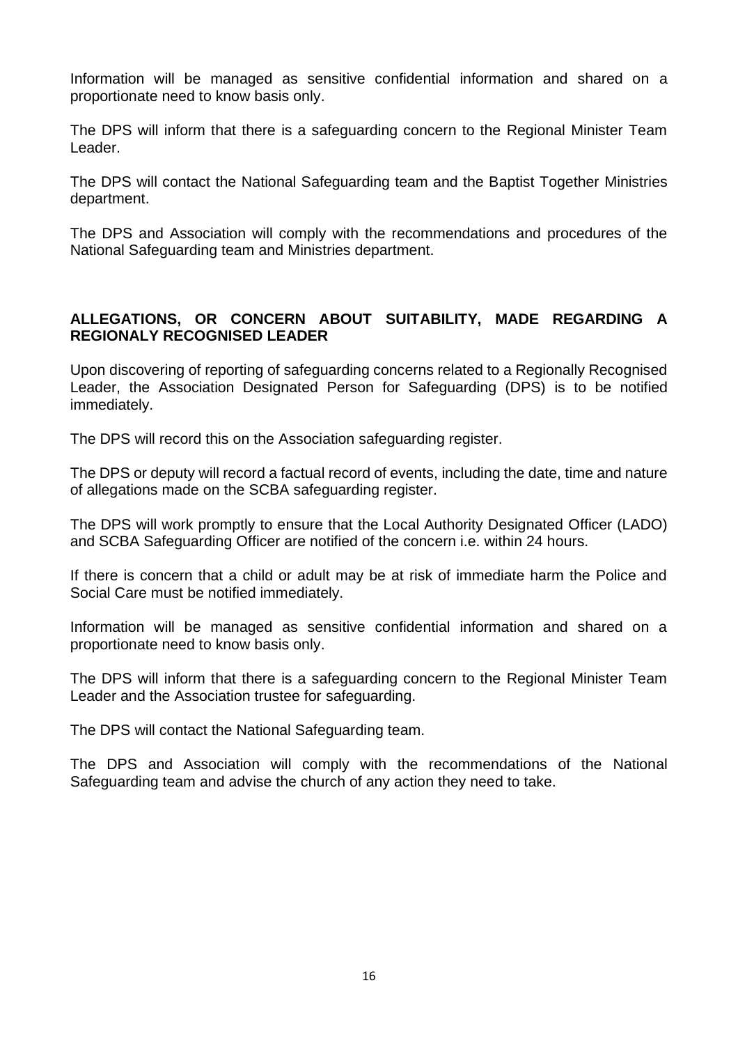Information will be managed as sensitive confidential information and shared on a proportionate need to know basis only.

The DPS will inform that there is a safeguarding concern to the Regional Minister Team Leader.

The DPS will contact the National Safeguarding team and the Baptist Together Ministries department.

The DPS and Association will comply with the recommendations and procedures of the National Safeguarding team and Ministries department.

## ALLEGATIONS, OR CONCERN ABOUT SUITABILITY, MADE REGARDING A REGIONALY RECOGNISED LEADER

Upon discovering of reporting of safeguarding concerns related to a Regionally Recognised Leader, the Association Designated Person for Safeguarding (DPS) is to be notified immediately.

The DPS will record this on the Association safeguarding register.

The DPS or deputy will record a factual record of events, including the date, time and nature of allegations made on the SCBA safeguarding register.

The DPS will work promptly to ensure that the Local Authority Designated Officer (LADO) and SCBA Safeguarding Officer are notified of the concern i.e. within 24 hours.

If there is concern that a child or adult may be at risk of immediate harm the Police and Social Care must be notified immediately.

Information will be managed as sensitive confidential information and shared on a proportionate need to know basis only.

The DPS will inform that there is a safeguarding concern to the Regional Minister Team Leader and the Association trustee for safeguarding.

The DPS will contact the National Safeguarding team.

The DPS and Association will comply with the recommendations of the National Safeguarding team and advise the church of any action they need to take.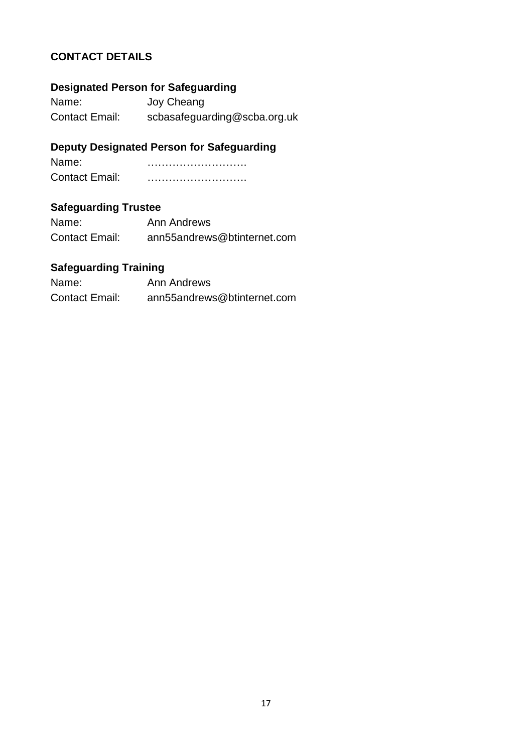## CONTACT DETAILS

### Designated Person for Safeguarding

Name: Joy Cheang
Contact Email: scbasafeguarding@scba.org.uk

### Deputy Designated Person for Safeguarding

Name: ……………………….
Contact Email: ……………………….

### Safeguarding Trustee

Name: Ann Andrews
Contact Email: ann55andrews@btinternet.com

### Safeguarding Training

Name: Ann Andrews
Contact Email: ann55andrews@btinternet.com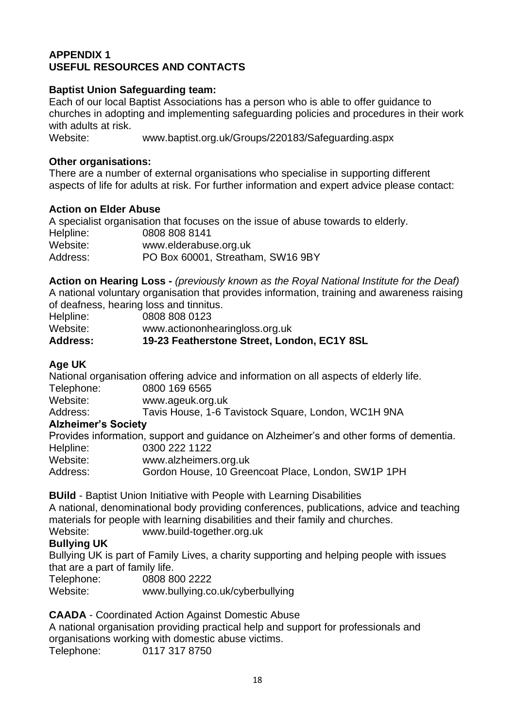**APPENDIX 1**
**USEFUL RESOURCES AND CONTACTS**

**Baptist Union Safeguarding team:**

Each of our local Baptist Associations has a person who is able to offer guidance to churches in adopting and implementing safeguarding policies and procedures in their work with adults at risk.

Website: www.baptist.org.uk/Groups/220183/Safeguarding.aspx

**Other organisations:**

There are a number of external organisations who specialise in supporting different aspects of life for adults at risk. For further information and expert advice please contact:

**Action on Elder Abuse**

A specialist organisation that focuses on the issue of abuse towards to elderly.

Helpline: 0808 808 8141
Website: www.elderabuse.org.uk
Address: PO Box 60001, Streatham, SW16 9BY

**Action on Hearing Loss -** *(previously known as the Royal National Institute for the Deaf)*

A national voluntary organisation that provides information, training and awareness raising of deafness, hearing loss and tinnitus.

Helpline: 0808 808 0123
Website: www.actiononhearingloss.org.uk
**Address: 19-23 Featherstone Street, London, EC1Y 8SL**

**Age UK**

National organisation offering advice and information on all aspects of elderly life.

Telephone: 0800 169 6565
Website: www.ageuk.org.uk
Address: Tavis House, 1-6 Tavistock Square, London, WC1H 9NA

**Alzheimer's Society**

Provides information, support and guidance on Alzheimer's and other forms of dementia.

Helpline: 0300 222 1122
Website: www.alzheimers.org.uk
Address: Gordon House, 10 Greencoat Place, London, SW1P 1PH

**BUild** - Baptist Union Initiative with People with Learning Disabilities

A national, denominational body providing conferences, publications, advice and teaching materials for people with learning disabilities and their family and churches.

Website: www.build-together.org.uk

**Bullying UK**

Bullying UK is part of Family Lives, a charity supporting and helping people with issues that are a part of family life.

Telephone: 0808 800 2222
Website: www.bullying.co.uk/cyberbullying

**CAADA** - Coordinated Action Against Domestic Abuse

A national organisation providing practical help and support for professionals and organisations working with domestic abuse victims.

Telephone: 0117 317 8750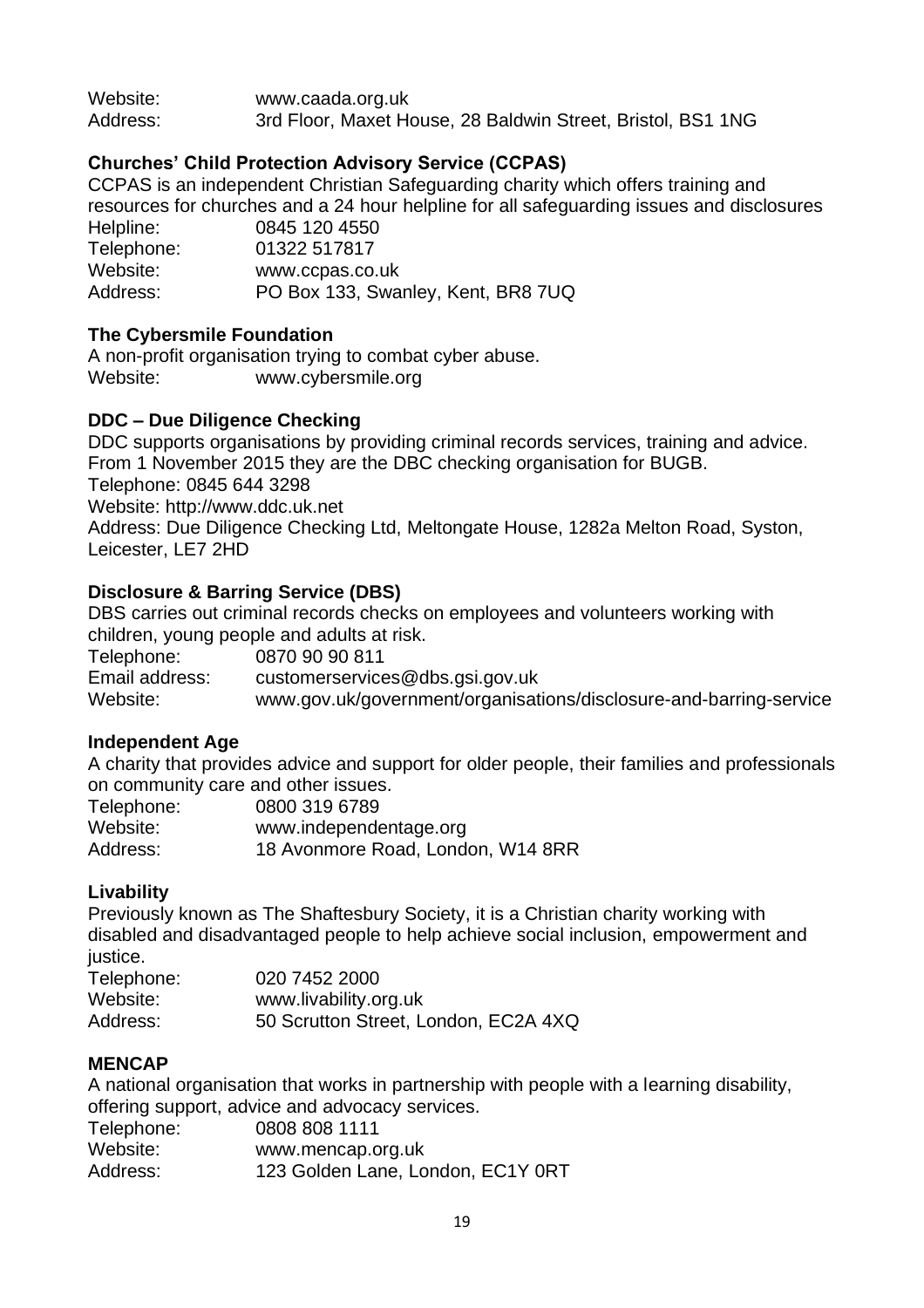Website: www.caada.org.uk
Address: 3rd Floor, Maxet House, 28 Baldwin Street, Bristol, BS1 1NG

**Churches' Child Protection Advisory Service (CCPAS)**

CCPAS is an independent Christian Safeguarding charity which offers training and resources for churches and a 24 hour helpline for all safeguarding issues and disclosures

Helpline: 0845 120 4550
Telephone: 01322 517817
Website: www.ccpas.co.uk
Address: PO Box 133, Swanley, Kent, BR8 7UQ

**The Cybersmile Foundation**

A non-profit organisation trying to combat cyber abuse.

Website: www.cybersmile.org

**DDC – Due Diligence Checking**

DDC supports organisations by providing criminal records services, training and advice. From 1 November 2015 they are the DBC checking organisation for BUGB.

Telephone: 0845 644 3298
Website: http://www.ddc.uk.net
Address: Due Diligence Checking Ltd, Meltongate House, 1282a Melton Road, Syston, Leicester, LE7 2HD

**Disclosure & Barring Service (DBS)**

DBS carries out criminal records checks on employees and volunteers working with children, young people and adults at risk.

Telephone: 0870 90 90 811
Email address: customerservices@dbs.gsi.gov.uk
Website: www.gov.uk/government/organisations/disclosure-and-barring-service

**Independent Age**

A charity that provides advice and support for older people, their families and professionals on community care and other issues.

Telephone: 0800 319 6789
Website: www.independentage.org
Address: 18 Avonmore Road, London, W14 8RR

**Livability**

Previously known as The Shaftesbury Society, it is a Christian charity working with disabled and disadvantaged people to help achieve social inclusion, empowerment and justice.

Telephone: 020 7452 2000
Website: www.livability.org.uk
Address: 50 Scrutton Street, London, EC2A 4XQ

**MENCAP**

A national organisation that works in partnership with people with a learning disability, offering support, advice and advocacy services.

Telephone: 0808 808 1111
Website: www.mencap.org.uk
Address: 123 Golden Lane, London, EC1Y 0RT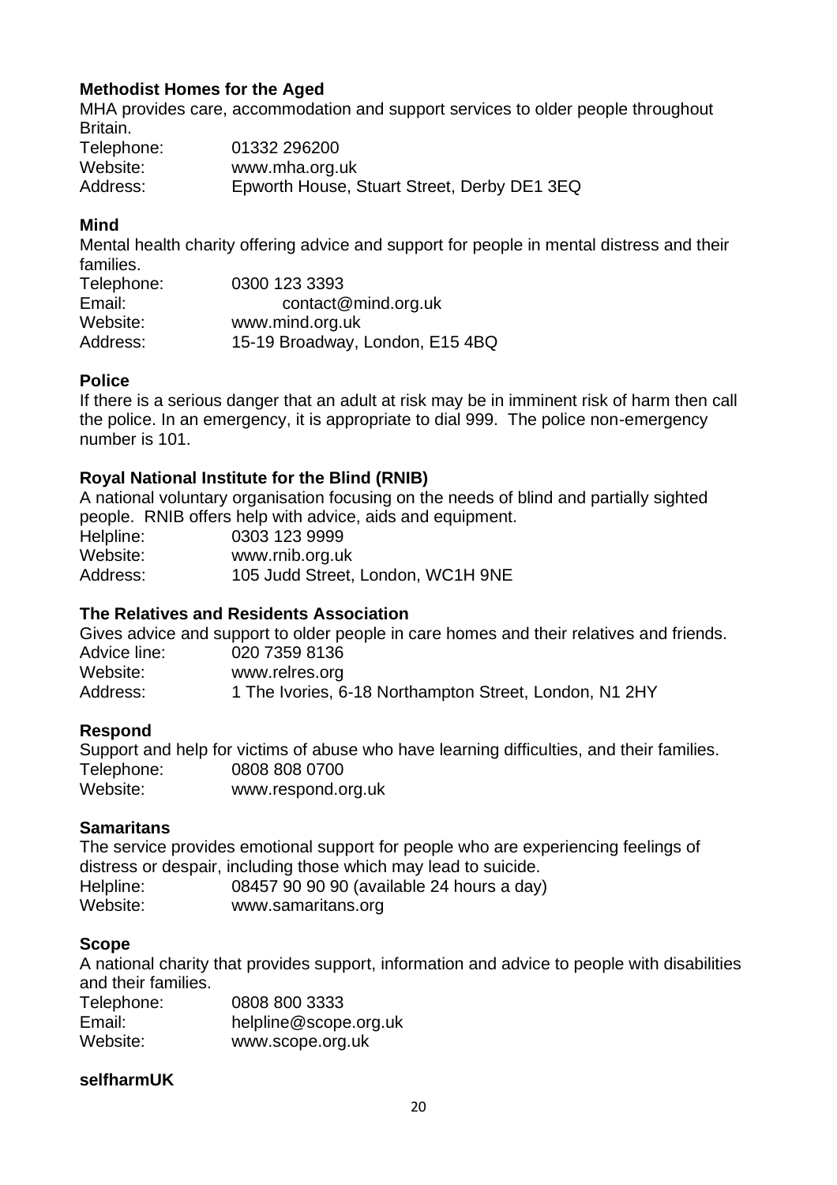**Methodist Homes for the Aged**

MHA provides care, accommodation and support services to older people throughout Britain.

Telephone: 01332 296200
Website: www.mha.org.uk
Address: Epworth House, Stuart Street, Derby DE1 3EQ

**Mind**

Mental health charity offering advice and support for people in mental distress and their families.

Telephone: 0300 123 3393
Email: contact@mind.org.uk
Website: www.mind.org.uk
Address: 15-19 Broadway, London, E15 4BQ

**Police**

If there is a serious danger that an adult at risk may be in imminent risk of harm then call the police. In an emergency, it is appropriate to dial 999. The police non-emergency number is 101.

**Royal National Institute for the Blind (RNIB)**

A national voluntary organisation focusing on the needs of blind and partially sighted people. RNIB offers help with advice, aids and equipment.

Helpline: 0303 123 9999
Website: www.rnib.org.uk
Address: 105 Judd Street, London, WC1H 9NE

**The Relatives and Residents Association**

Gives advice and support to older people in care homes and their relatives and friends.

Advice line: 020 7359 8136
Website: www.relres.org
Address: 1 The Ivories, 6-18 Northampton Street, London, N1 2HY

**Respond**

Support and help for victims of abuse who have learning difficulties, and their families.

Telephone: 0808 808 0700
Website: www.respond.org.uk

**Samaritans**

The service provides emotional support for people who are experiencing feelings of distress or despair, including those which may lead to suicide.

Helpline: 08457 90 90 90 (available 24 hours a day)
Website: www.samaritans.org

**Scope**

A national charity that provides support, information and advice to people with disabilities and their families.

Telephone: 0808 800 3333
Email: helpline@scope.org.uk
Website: www.scope.org.uk

**selfharmUK**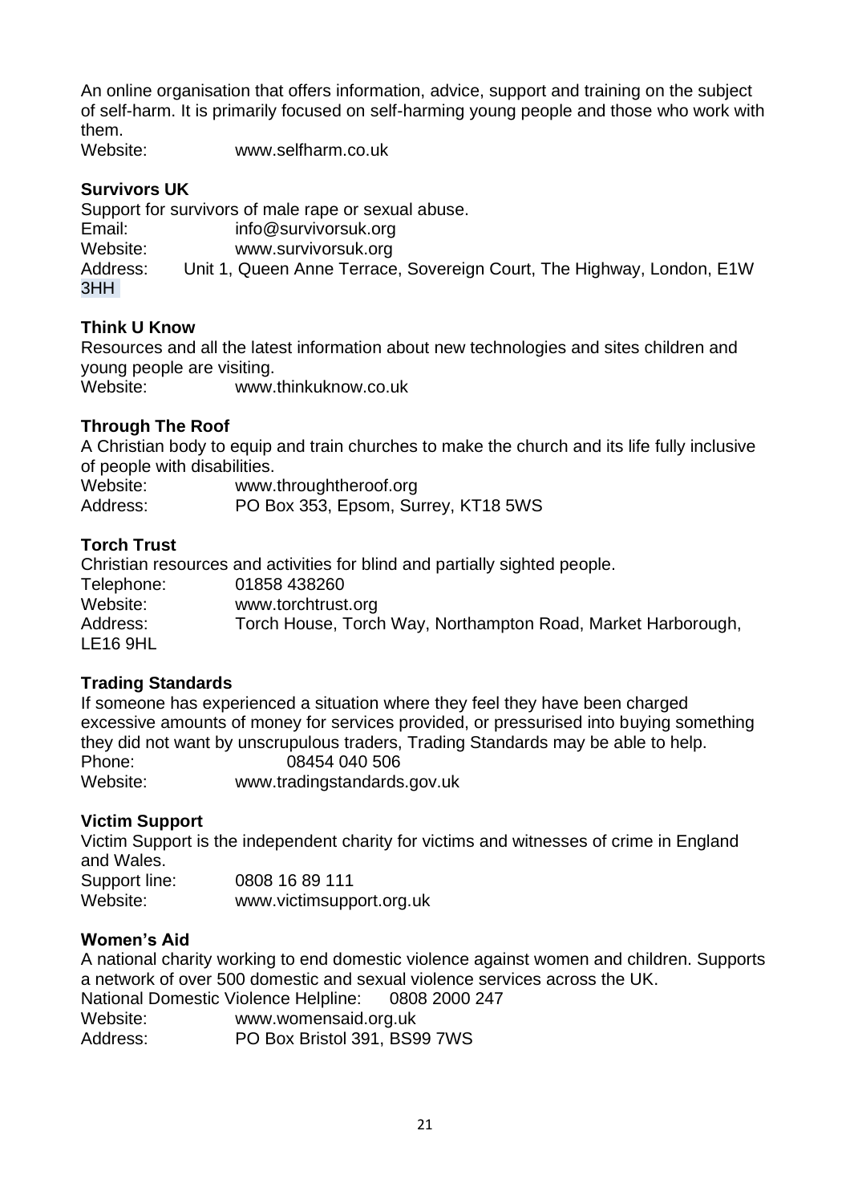An online organisation that offers information, advice, support and training on the subject of self-harm. It is primarily focused on self-harming young people and those who work with them.
Website: www.selfharm.co.uk

**Survivors UK**

Support for survivors of male rape or sexual abuse.
Email: info@survivorsuk.org
Website: www.survivorsuk.org
Address: Unit 1, Queen Anne Terrace, Sovereign Court, The Highway, London, E1W 3HH

**Think U Know**

Resources and all the latest information about new technologies and sites children and young people are visiting.
Website: www.thinkuknow.co.uk

**Through The Roof**

A Christian body to equip and train churches to make the church and its life fully inclusive of people with disabilities.
Website: www.throughtheroof.org
Address: PO Box 353, Epsom, Surrey, KT18 5WS

**Torch Trust**

Christian resources and activities for blind and partially sighted people.
Telephone: 01858 438260
Website: www.torchtrust.org
Address: Torch House, Torch Way, Northampton Road, Market Harborough, LE16 9HL

**Trading Standards**

If someone has experienced a situation where they feel they have been charged excessive amounts of money for services provided, or pressurised into buying something they did not want by unscrupulous traders, Trading Standards may be able to help.
Phone: 08454 040 506
Website: www.tradingstandards.gov.uk

**Victim Support**

Victim Support is the independent charity for victims and witnesses of crime in England and Wales.
Support line: 0808 16 89 111
Website: www.victimsupport.org.uk

**Women's Aid**

A national charity working to end domestic violence against women and children. Supports a network of over 500 domestic and sexual violence services across the UK.
National Domestic Violence Helpline: 0808 2000 247
Website: www.womensaid.org.uk
Address: PO Box Bristol 391, BS99 7WS